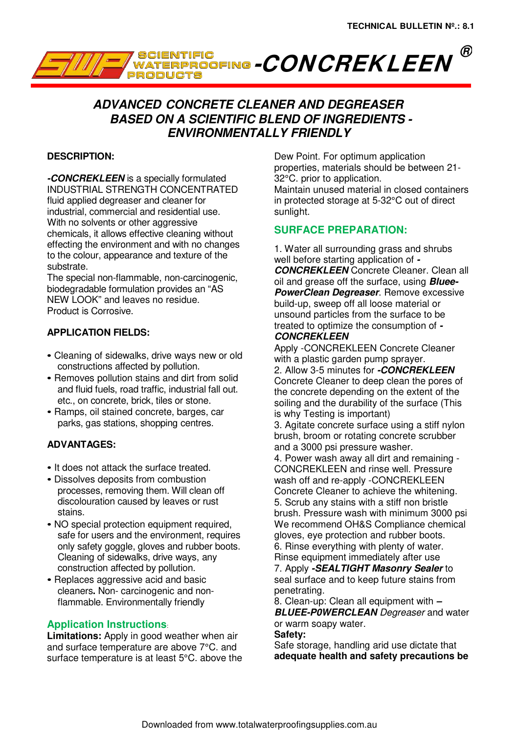TECHNICAL BULLETIN Nº.: 8.1

# SCIENTIFIC WATERPROOFING PRODUCTS -CONCREKLEEN ®

## ADVANCED CONCRETE CLEANER AND DEGREASER BASED ON A SCIENTIFIC BLEND OF INGREDIENTS - ENVIRONMENTALLY FRIENDLY

### DESCRIPTION:

***-CONCREKLEEN*** is a specially formulated INDUSTRIAL STRENGTH CONCENTRATED fluid applied degreaser and cleaner for industrial, commercial and residential use. With no solvents or other aggressive chemicals, it allows effective cleaning without effecting the environment and with no changes to the colour, appearance and texture of the substrate.
The special non-flammable, non-carcinogenic, biodegradable formulation provides an "AS NEW LOOK" and leaves no residue.
Product is Corrosive.

### APPLICATION FIELDS:

- Cleaning of sidewalks, drive ways new or old constructions affected by pollution.
- Removes pollution stains and dirt from solid and fluid fuels, road traffic, industrial fall out. etc., on concrete, brick, tiles or stone.
- Ramps, oil stained concrete, barges, car parks, gas stations, shopping centres.

### ADVANTAGES:

- It does not attack the surface treated.
- Dissolves deposits from combustion processes, removing them. Will clean off discolouration caused by leaves or rust stains.
- NO special protection equipment required, safe for users and the environment, requires only safety goggle, gloves and rubber boots. Cleaning of sidewalks, drive ways, any construction affected by pollution.
- Replaces aggressive acid and basic cleaners**.** Non- carcinogenic and non-flammable. Environmentally friendly

### Application Instructions:

**Limitations:** Apply in good weather when air and surface temperature are above 7°C. and surface temperature is at least 5°C. above the Dew Point. For optimum application properties, materials should be between 21-32°C. prior to application.
Maintain unused material in closed containers in protected storage at 5-32°C out of direct sunlight.

### SURFACE PREPARATION:

1. Water all surrounding grass and shrubs well before starting application of ***-CONCREKLEEN*** Concrete Cleaner. Clean all oil and grease off the surface, using ***Bluee-PowerClean Degreaser***. Remove excessive build-up, sweep off all loose material or unsound particles from the surface to be treated to optimize the consumption of ***-CONCREKLEEN***
Apply -CONCREKLEEN Concrete Cleaner with a plastic garden pump sprayer.
2. Allow 3-5 minutes for ***-CONCREKLEEN*** Concrete Cleaner to deep clean the pores of the concrete depending on the extent of the soiling and the durability of the surface (This is why Testing is important)
3. Agitate concrete surface using a stiff nylon brush, broom or rotating concrete scrubber and a 3000 psi pressure washer.
4. Power wash away all dirt and remaining -CONCREKLEEN and rinse well. Pressure wash off and re-apply -CONCREKLEEN Concrete Cleaner to achieve the whitening.
5. Scrub any stains with a stiff non bristle brush. Pressure wash with minimum 3000 psi We recommend OH&S Compliance chemical gloves, eye protection and rubber boots.
6. Rinse everything with plenty of water. Rinse equipment immediately after use
7. Apply ***-SEALTIGHT Masonry Sealer*** to seal surface and to keep future stains from penetrating.
8. Clean-up: Clean all equipment with ***–BLUEE-P0WERCLEAN*** *Degreaser* and water or warm soapy water.

**Safety:**
Safe storage, handling arid use dictate that **adequate health and safety precautions be**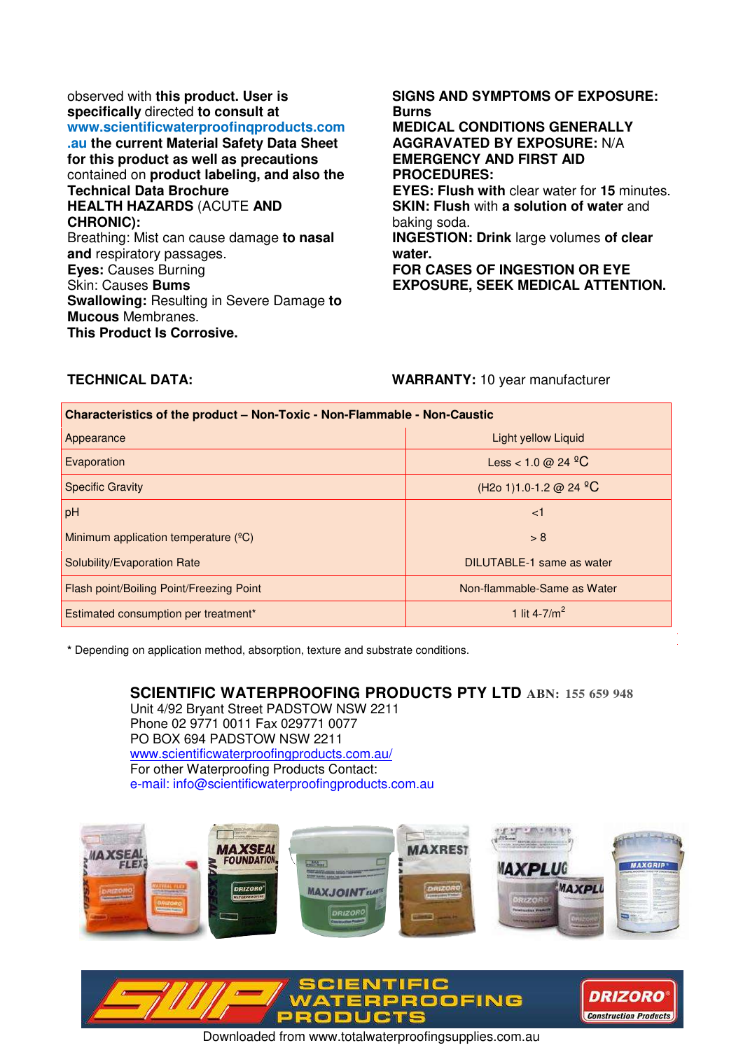observed with **this product. User is specifically** directed **to consult at www.scientificwaterproofinqproducts.com .au the current Material Safety Data Sheet for this product as well as precautions** contained on **product labeling, and also the Technical Data Brochure**

**HEALTH HAZARDS** (ACUTE **AND CHRONIC):**

Breathing: Mist can cause damage **to nasal and** respiratory passages.

**Eyes:** Causes Burning

Skin: Causes **Bums**

**Swallowing:** Resulting in Severe Damage **to Mucous** Membranes.

**This Product Is Corrosive.**

**SIGNS AND SYMPTOMS OF EXPOSURE: Burns**

**MEDICAL CONDITIONS GENERALLY AGGRAVATED BY EXPOSURE:** N/A

**EMERGENCY AND FIRST AID PROCEDURES:**

**EYES: Flush with** clear water for **15** minutes.

**SKIN: Flush** with **a solution of water** and baking soda.

**INGESTION: Drink** large volumes **of clear water.**

**FOR CASES OF INGESTION OR EYE EXPOSURE, SEEK MEDICAL ATTENTION.**

**TECHNICAL DATA:**

**WARRANTY:** 10 year manufacturer

| **Characteristics of the product – Non-Toxic - Non-Flammable - Non-Caustic** | |
|---|---|
| Appearance | Light yellow Liquid |
| Evaporation | Less < 1.0 @ 24 ºC |
| Specific Gravity | (H2o 1)1.0-1.2 @ 24 ºC |
| pH | <1 |
| Minimum application temperature (ºC) | > 8 |
| Solubility/Evaporation Rate | DILUTABLE-1 same as water |
| Flash point/Boiling Point/Freezing Point | Non-flammable-Same as Water |
| Estimated consumption per treatment* | 1 lit 4-7/$m^2$ |

\* Depending on application method, absorption, texture and substrate conditions.

**SCIENTIFIC WATERPROOFING PRODUCTS PTY LTD** **ABN: 155 659 948**
Unit 4/92 Bryant Street PADSTOW NSW 2211
Phone 02 9771 0011 Fax 029771 0077
PO BOX 694 PADSTOW NSW 2211
www.scientificwaterproofingproducts.com.au/
For other Waterproofing Products Contact:
e-mail: info@scientificwaterproofingproducts.com.au

SCIENTIFIC WATERPROOFING PRODUCTS

DRIZORO Construction Products

Downloaded from www.totalwaterproofingsupplies.com.au